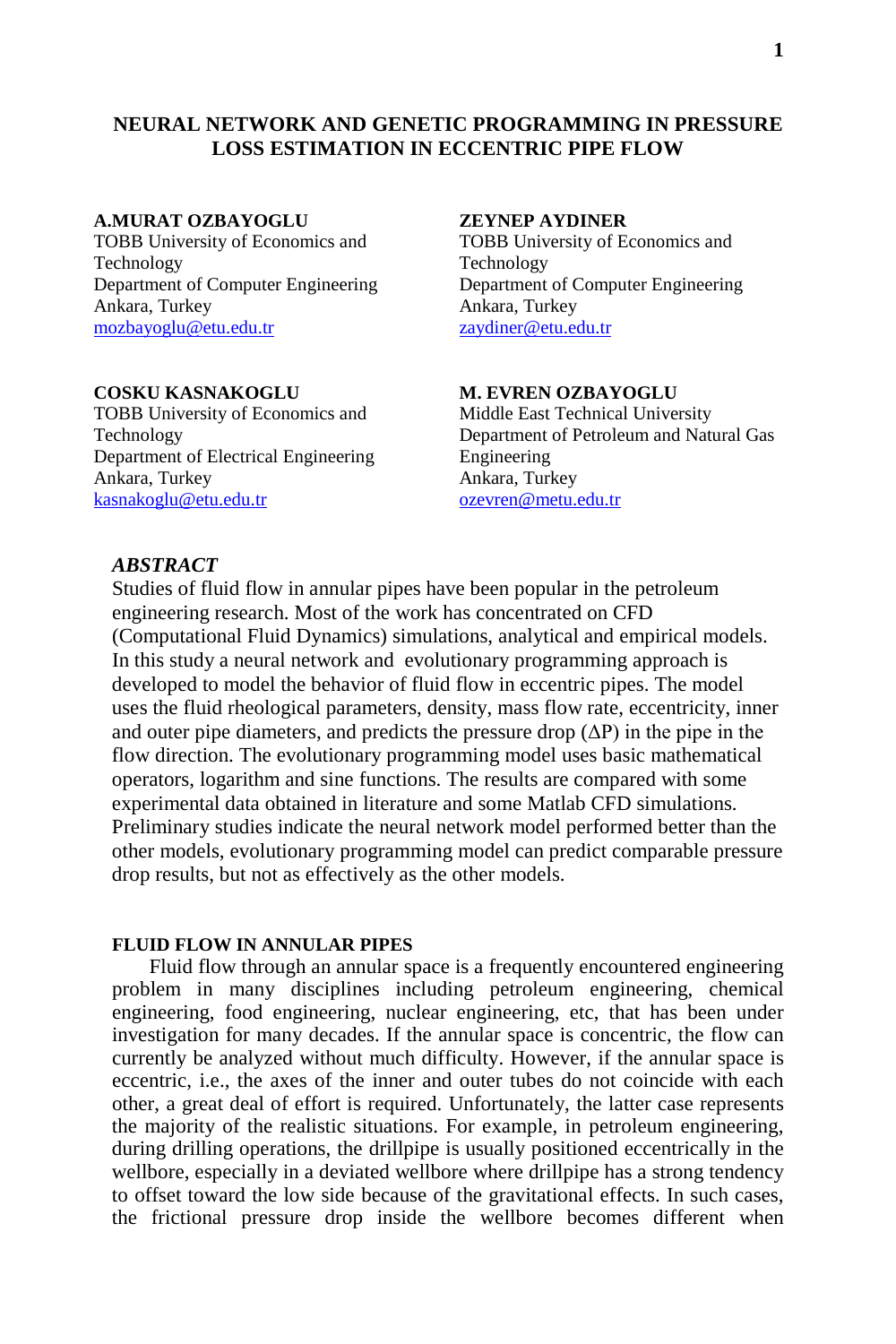# NEURAL NETWORK AND GENETIC PROGRAMMING IN PRESSURE LOSS ESTIMATION IN ECCENTRIC PIPE FLOW

**A.MURAT OZBAYOGLU**
TOBB University of Economics and Technology
Department of Computer Engineering
Ankara, Turkey
mozbayoglu@etu.edu.tr

**ZEYNEP AYDINER**
TOBB University of Economics and Technology
Department of Computer Engineering
Ankara, Turkey
zaydiner@etu.edu.tr

**COSKU KASNAKOGLU**
TOBB University of Economics and Technology
Department of Electrical Engineering
Ankara, Turkey
kasnakoglu@etu.edu.tr

**M. EVREN OZBAYOGLU**
Middle East Technical University
Department of Petroleum and Natural Gas Engineering
Ankara, Turkey
ozevren@metu.edu.tr

### *ABSTRACT*

Studies of fluid flow in annular pipes have been popular in the petroleum engineering research. Most of the work has concentrated on CFD (Computational Fluid Dynamics) simulations, analytical and empirical models. In this study a neural network and evolutionary programming approach is developed to model the behavior of fluid flow in eccentric pipes. The model uses the fluid rheological parameters, density, mass flow rate, eccentricity, inner and outer pipe diameters, and predicts the pressure drop ($\Delta P$) in the pipe in the flow direction. The evolutionary programming model uses basic mathematical operators, logarithm and sine functions. The results are compared with some experimental data obtained in literature and some Matlab CFD simulations. Preliminary studies indicate the neural network model performed better than the other models, evolutionary programming model can predict comparable pressure drop results, but not as effectively as the other models.

#### FLUID FLOW IN ANNULAR PIPES

Fluid flow through an annular space is a frequently encountered engineering problem in many disciplines including petroleum engineering, chemical engineering, food engineering, nuclear engineering, etc, that has been under investigation for many decades. If the annular space is concentric, the flow can currently be analyzed without much difficulty. However, if the annular space is eccentric, i.e., the axes of the inner and outer tubes do not coincide with each other, a great deal of effort is required. Unfortunately, the latter case represents the majority of the realistic situations. For example, in petroleum engineering, during drilling operations, the drillpipe is usually positioned eccentrically in the wellbore, especially in a deviated wellbore where drillpipe has a strong tendency to offset toward the low side because of the gravitational effects. In such cases, the frictional pressure drop inside the wellbore becomes different when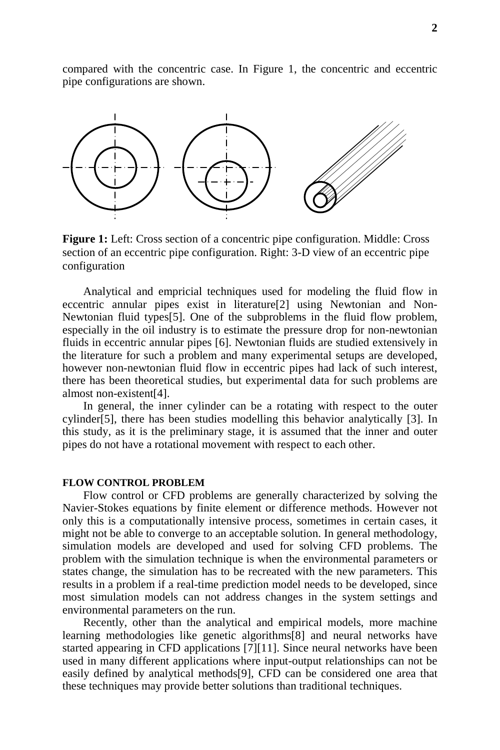compared with the concentric case. In Figure 1, the concentric and eccentric pipe configurations are shown.

**Figure 1:** Left: Cross section of a concentric pipe configuration. Middle: Cross section of an eccentric pipe configuration. Right: 3-D view of an eccentric pipe configuration

Analytical and empricial techniques used for modeling the fluid flow in eccentric annular pipes exist in literature[2] using Newtonian and Non-Newtonian fluid types[5]. One of the subproblems in the fluid flow problem, especially in the oil industry is to estimate the pressure drop for non-newtonian fluids in eccentric annular pipes [6]. Newtonian fluids are studied extensively in the literature for such a problem and many experimental setups are developed, however non-newtonian fluid flow in eccentric pipes had lack of such interest, there has been theoretical studies, but experimental data for such problems are almost non-existent[4].

In general, the inner cylinder can be a rotating with respect to the outer cylinder[5], there has been studies modelling this behavior analytically [3]. In this study, as it is the preliminary stage, it is assumed that the inner and outer pipes do not have a rotational movement with respect to each other.

### FLOW CONTROL PROBLEM

Flow control or CFD problems are generally characterized by solving the Navier-Stokes equations by finite element or difference methods. However not only this is a computationally intensive process, sometimes in certain cases, it might not be able to converge to an acceptable solution. In general methodology, simulation models are developed and used for solving CFD problems. The problem with the simulation technique is when the environmental parameters or states change, the simulation has to be recreated with the new parameters. This results in a problem if a real-time prediction model needs to be developed, since most simulation models can not address changes in the system settings and environmental parameters on the run.

Recently, other than the analytical and empirical models, more machine learning methodologies like genetic algorithms[8] and neural networks have started appearing in CFD applications [7][11]. Since neural networks have been used in many different applications where input-output relationships can not be easily defined by analytical methods[9], CFD can be considered one area that these techniques may provide better solutions than traditional techniques.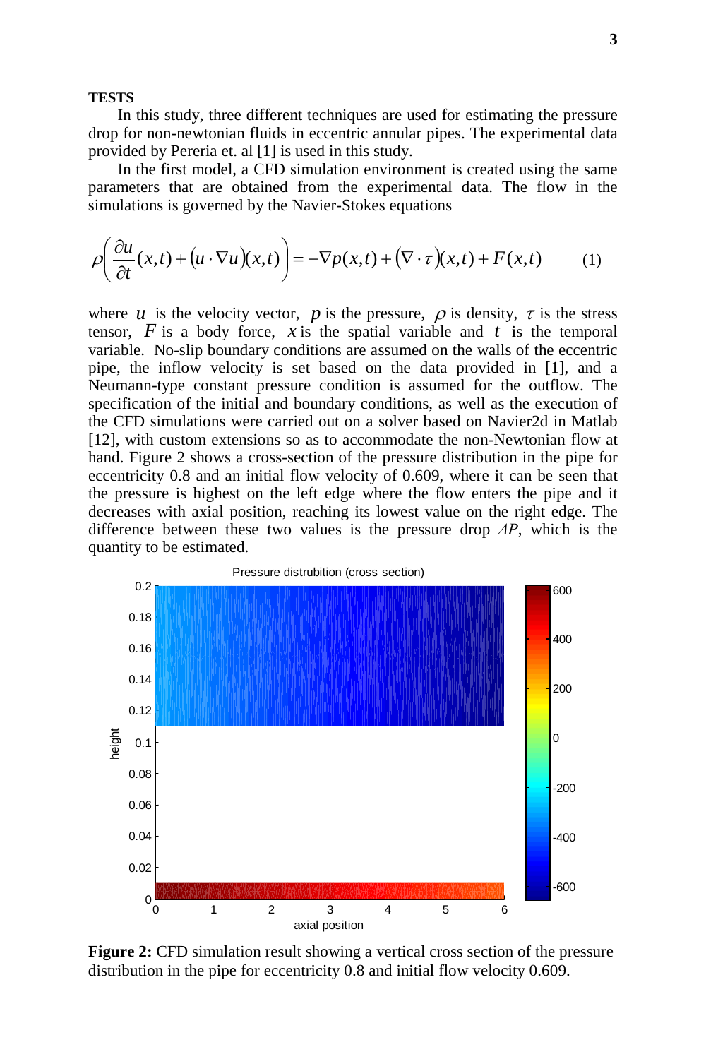**TESTS**

In this study, three different techniques are used for estimating the pressure drop for non-newtonian fluids in eccentric annular pipes. The experimental data provided by Pereria et. al [1] is used in this study.

In the first model, a CFD simulation environment is created using the same parameters that are obtained from the experimental data. The flow in the simulations is governed by the Navier-Stokes equations

$$\rho\left(\frac{\partial u}{\partial t}(x,t)+(u\cdot\nabla u)(x,t)\right)=-\nabla p(x,t)+(\nabla\cdot\tau)(x,t)+F(x,t) \qquad (1)$$

where $u$ is the velocity vector, $p$ is the pressure, $\rho$ is density, $\tau$ is the stress tensor, $F$ is a body force, $x$ is the spatial variable and $t$ is the temporal variable. No-slip boundary conditions are assumed on the walls of the eccentric pipe, the inflow velocity is set based on the data provided in [1], and a Neumann-type constant pressure condition is assumed for the outflow. The specification of the initial and boundary conditions, as well as the execution of the CFD simulations were carried out on a solver based on Navier2d in Matlab [12], with custom extensions so as to accommodate the non-Newtonian flow at hand. Figure 2 shows a cross-section of the pressure distribution in the pipe for eccentricity 0.8 and an initial flow velocity of 0.609, where it can be seen that the pressure is highest on the left edge where the flow enters the pipe and it decreases with axial position, reaching its lowest value on the right edge. The difference between these two values is the pressure drop $\Delta P$, which is the quantity to be estimated.

**Figure 2:** CFD simulation result showing a vertical cross section of the pressure distribution in the pipe for eccentricity 0.8 and initial flow velocity 0.609.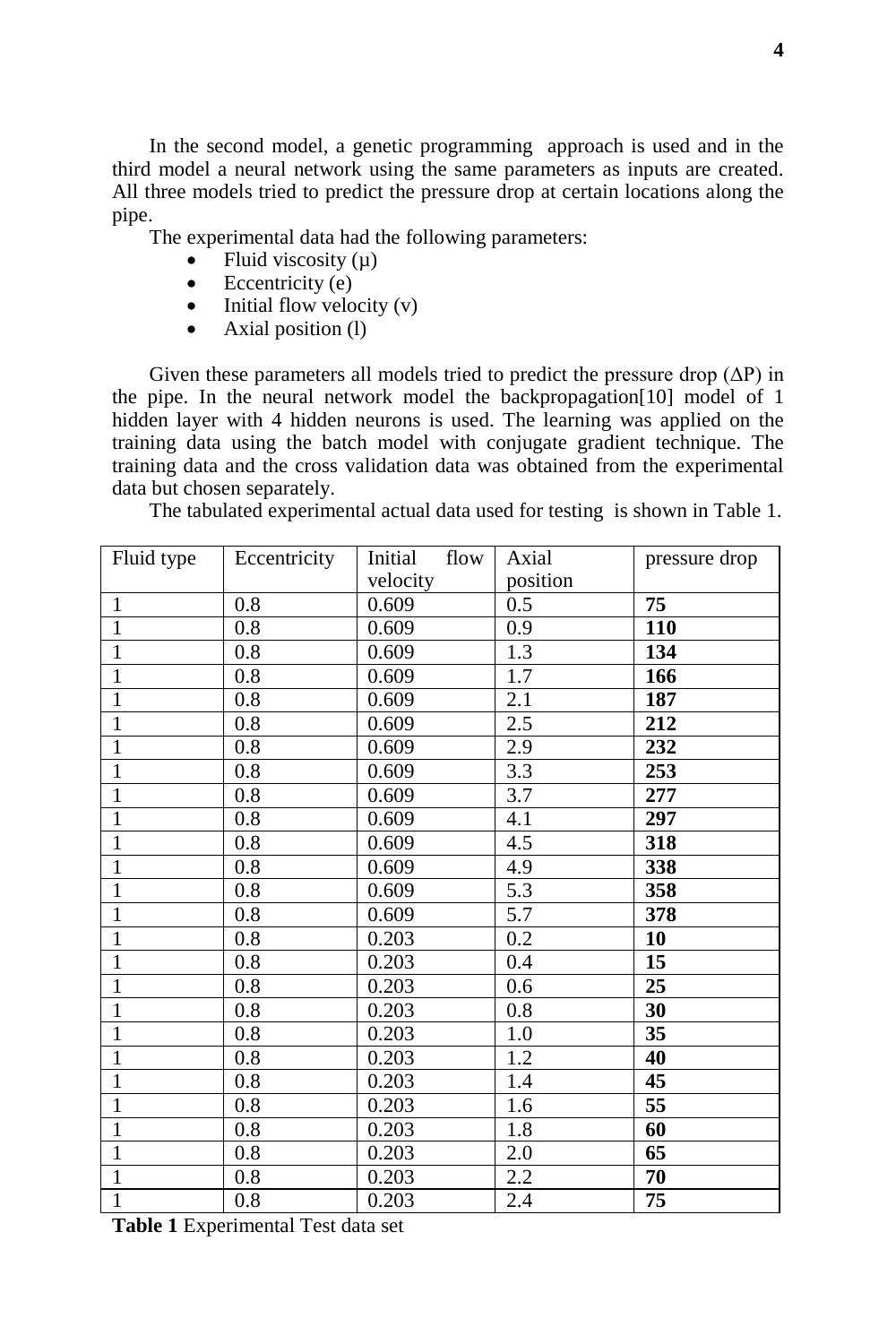In the second model, a genetic programming approach is used and in the third model a neural network using the same parameters as inputs are created. All three models tried to predict the pressure drop at certain locations along the pipe.

The experimental data had the following parameters:

- Fluid viscosity (μ)
- Eccentricity (e)
- Initial flow velocity (v)
- Axial position (l)

Given these parameters all models tried to predict the pressure drop (ΔP) in the pipe. In the neural network model the backpropagation[10] model of 1 hidden layer with 4 hidden neurons is used. The learning was applied on the training data using the batch model with conjugate gradient technique. The training data and the cross validation data was obtained from the experimental data but chosen separately.

The tabulated experimental actual data used for testing is shown in Table 1.

| Fluid type | Eccentricity | Initial flow velocity | Axial position | pressure drop |
|---|---|---|---|---|
| 1 | 0.8 | 0.609 | 0.5 | **75** |
| 1 | 0.8 | 0.609 | 0.9 | **110** |
| 1 | 0.8 | 0.609 | 1.3 | **134** |
| 1 | 0.8 | 0.609 | 1.7 | **166** |
| 1 | 0.8 | 0.609 | 2.1 | **187** |
| 1 | 0.8 | 0.609 | 2.5 | **212** |
| 1 | 0.8 | 0.609 | 2.9 | **232** |
| 1 | 0.8 | 0.609 | 3.3 | **253** |
| 1 | 0.8 | 0.609 | 3.7 | **277** |
| 1 | 0.8 | 0.609 | 4.1 | **297** |
| 1 | 0.8 | 0.609 | 4.5 | **318** |
| 1 | 0.8 | 0.609 | 4.9 | **338** |
| 1 | 0.8 | 0.609 | 5.3 | **358** |
| 1 | 0.8 | 0.609 | 5.7 | **378** |
| 1 | 0.8 | 0.203 | 0.2 | **10** |
| 1 | 0.8 | 0.203 | 0.4 | **15** |
| 1 | 0.8 | 0.203 | 0.6 | **25** |
| 1 | 0.8 | 0.203 | 0.8 | **30** |
| 1 | 0.8 | 0.203 | 1.0 | **35** |
| 1 | 0.8 | 0.203 | 1.2 | **40** |
| 1 | 0.8 | 0.203 | 1.4 | **45** |
| 1 | 0.8 | 0.203 | 1.6 | **55** |
| 1 | 0.8 | 0.203 | 1.8 | **60** |
| 1 | 0.8 | 0.203 | 2.0 | **65** |
| 1 | 0.8 | 0.203 | 2.2 | **70** |
| 1 | 0.8 | 0.203 | 2.4 | **75** |

**Table 1** Experimental Test data set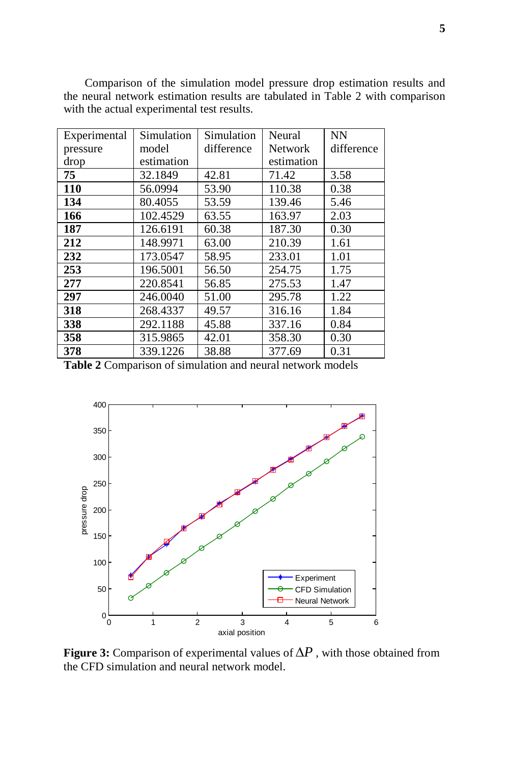Comparison of the simulation model pressure drop estimation results and the neural network estimation results are tabulated in Table 2 with comparison with the actual experimental test results.

| Experimental pressure drop | Simulation model estimation | Simulation difference | Neural Network estimation | NN difference |
|---|---|---|---|---|
| **75** | 32.1849 | 42.81 | 71.42 | 3.58 |
| **110** | 56.0994 | 53.90 | 110.38 | 0.38 |
| **134** | 80.4055 | 53.59 | 139.46 | 5.46 |
| **166** | 102.4529 | 63.55 | 163.97 | 2.03 |
| **187** | 126.6191 | 60.38 | 187.30 | 0.30 |
| **212** | 148.9971 | 63.00 | 210.39 | 1.61 |
| **232** | 173.0547 | 58.95 | 233.01 | 1.01 |
| **253** | 196.5001 | 56.50 | 254.75 | 1.75 |
| **277** | 220.8541 | 56.85 | 275.53 | 1.47 |
| **297** | 246.0040 | 51.00 | 295.78 | 1.22 |
| **318** | 268.4337 | 49.57 | 316.16 | 1.84 |
| **338** | 292.1188 | 45.88 | 337.16 | 0.84 |
| **358** | 315.9865 | 42.01 | 358.30 | 0.30 |
| **378** | 339.1226 | 38.88 | 377.69 | 0.31 |

**Table 2** Comparison of simulation and neural network models

**Figure 3:** Comparison of experimental values of $\Delta P$ , with those obtained from the CFD simulation and neural network model.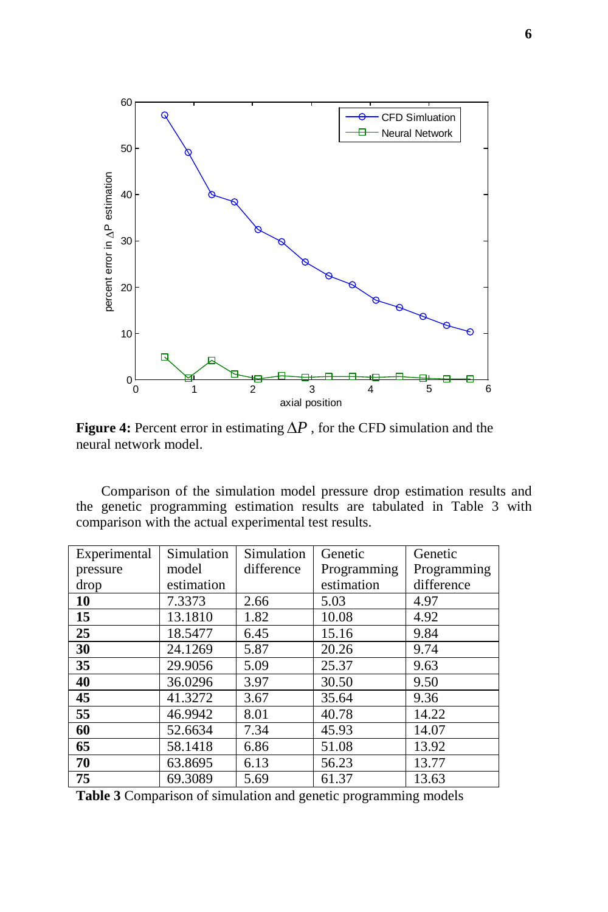**Figure 4:** Percent error in estimating $\Delta P$ , for the CFD simulation and the neural network model.

Comparison of the simulation model pressure drop estimation results and the genetic programming estimation results are tabulated in Table 3 with comparison with the actual experimental test results.

| Experimental pressure drop | Simulation model estimation | Simulation difference | Genetic Programming estimation | Genetic Programming difference |
|---|---|---|---|---|
| **10** | 7.3373 | 2.66 | 5.03 | 4.97 |
| **15** | 13.1810 | 1.82 | 10.08 | 4.92 |
| **25** | 18.5477 | 6.45 | 15.16 | 9.84 |
| **30** | 24.1269 | 5.87 | 20.26 | 9.74 |
| **35** | 29.9056 | 5.09 | 25.37 | 9.63 |
| **40** | 36.0296 | 3.97 | 30.50 | 9.50 |
| **45** | 41.3272 | 3.67 | 35.64 | 9.36 |
| **55** | 46.9942 | 8.01 | 40.78 | 14.22 |
| **60** | 52.6634 | 7.34 | 45.93 | 14.07 |
| **65** | 58.1418 | 6.86 | 51.08 | 13.92 |
| **70** | 63.8695 | 6.13 | 56.23 | 13.77 |
| **75** | 69.3089 | 5.69 | 61.37 | 13.63 |

**Table 3** Comparison of simulation and genetic programming models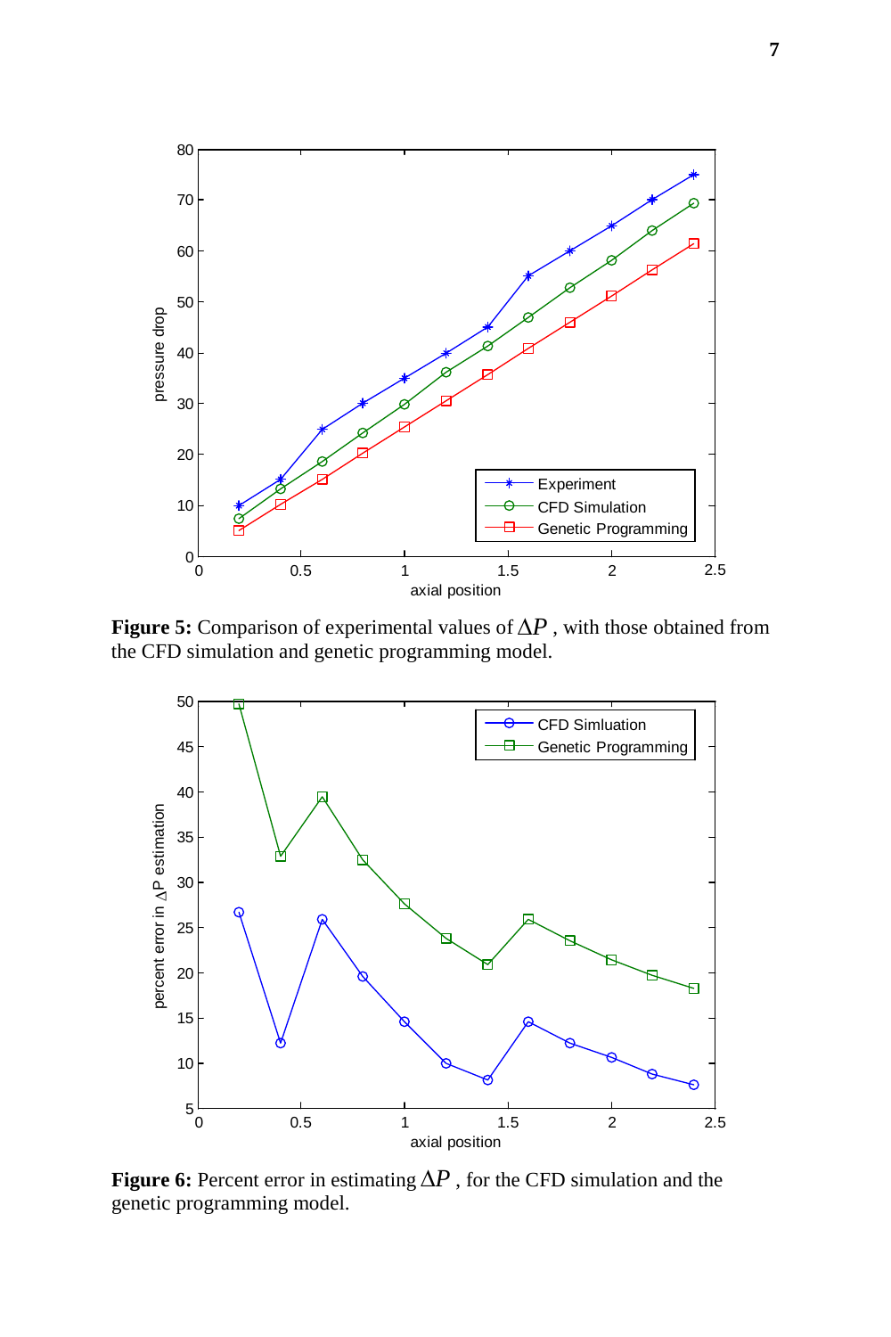**Figure 5:** Comparison of experimental values of $\Delta P$ , with those obtained from the CFD simulation and genetic programming model.

**Figure 6:** Percent error in estimating $\Delta P$ , for the CFD simulation and the genetic programming model.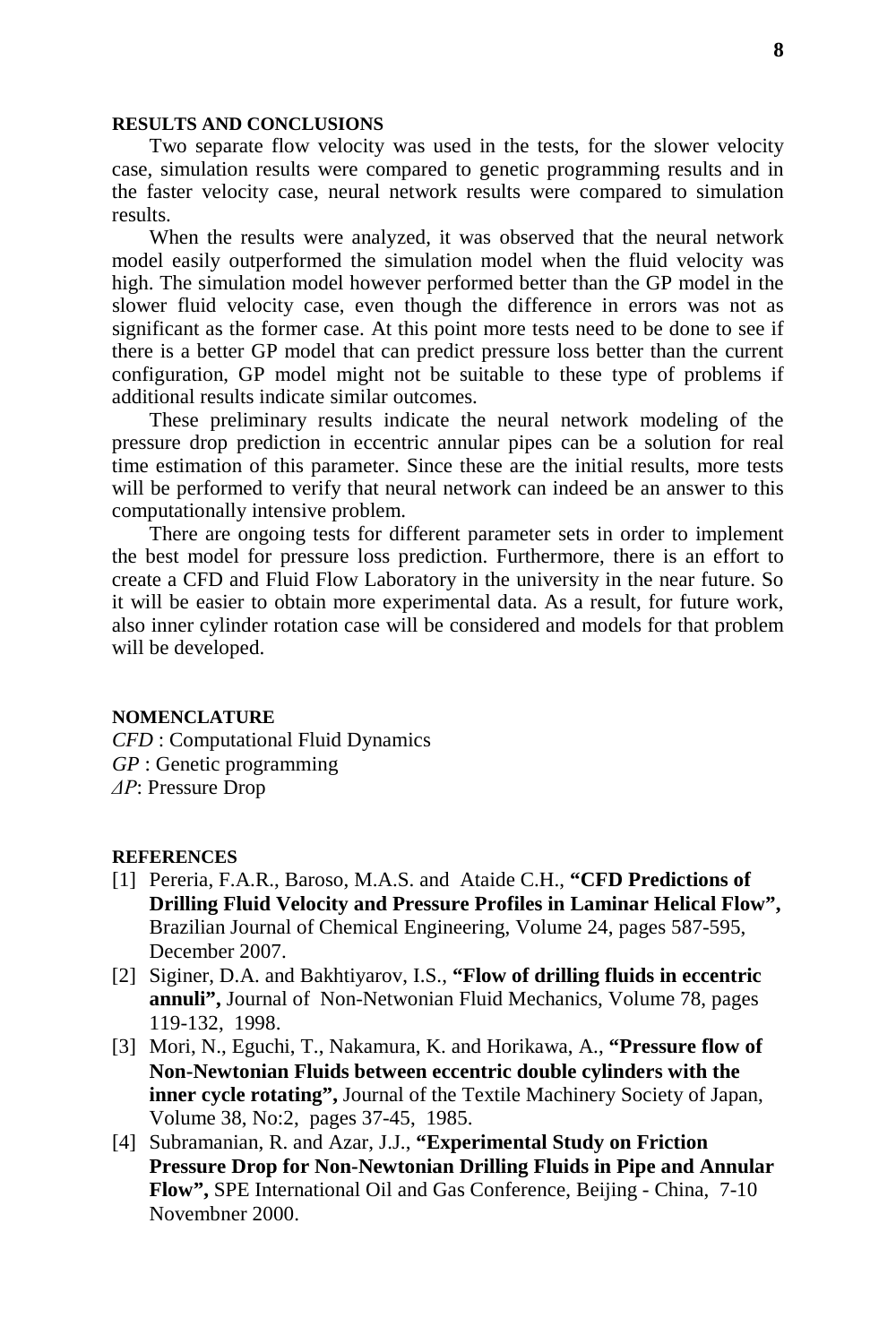## RESULTS AND CONCLUSIONS

Two separate flow velocity was used in the tests, for the slower velocity case, simulation results were compared to genetic programming results and in the faster velocity case, neural network results were compared to simulation results.

When the results were analyzed, it was observed that the neural network model easily outperformed the simulation model when the fluid velocity was high. The simulation model however performed better than the GP model in the slower fluid velocity case, even though the difference in errors was not as significant as the former case. At this point more tests need to be done to see if there is a better GP model that can predict pressure loss better than the current configuration, GP model might not be suitable to these type of problems if additional results indicate similar outcomes.

These preliminary results indicate the neural network modeling of the pressure drop prediction in eccentric annular pipes can be a solution for real time estimation of this parameter. Since these are the initial results, more tests will be performed to verify that neural network can indeed be an answer to this computationally intensive problem.

There are ongoing tests for different parameter sets in order to implement the best model for pressure loss prediction. Furthermore, there is an effort to create a CFD and Fluid Flow Laboratory in the university in the near future. So it will be easier to obtain more experimental data. As a result, for future work, also inner cylinder rotation case will be considered and models for that problem will be developed.

## NOMENCLATURE

*CFD* : Computational Fluid Dynamics
*GP* : Genetic programming
$\Delta P$: Pressure Drop

## REFERENCES

[1] Pereria, F.A.R., Baroso, M.A.S. and Ataide C.H., **"CFD Predictions of Drilling Fluid Velocity and Pressure Profiles in Laminar Helical Flow",** Brazilian Journal of Chemical Engineering, Volume 24, pages 587-595, December 2007.

[2] Siginer, D.A. and Bakhtiyarov, I.S., **"Flow of drilling fluids in eccentric annuli",** Journal of Non-Netwonian Fluid Mechanics, Volume 78, pages 119-132, 1998.

[3] Mori, N., Eguchi, T., Nakamura, K. and Horikawa, A., **"Pressure flow of Non-Newtonian Fluids between eccentric double cylinders with the inner cycle rotating",** Journal of the Textile Machinery Society of Japan, Volume 38, No:2, pages 37-45, 1985.

[4] Subramanian, R. and Azar, J.J., **"Experimental Study on Friction Pressure Drop for Non-Newtonian Drilling Fluids in Pipe and Annular Flow",** SPE International Oil and Gas Conference, Beijing - China, 7-10 Novembner 2000.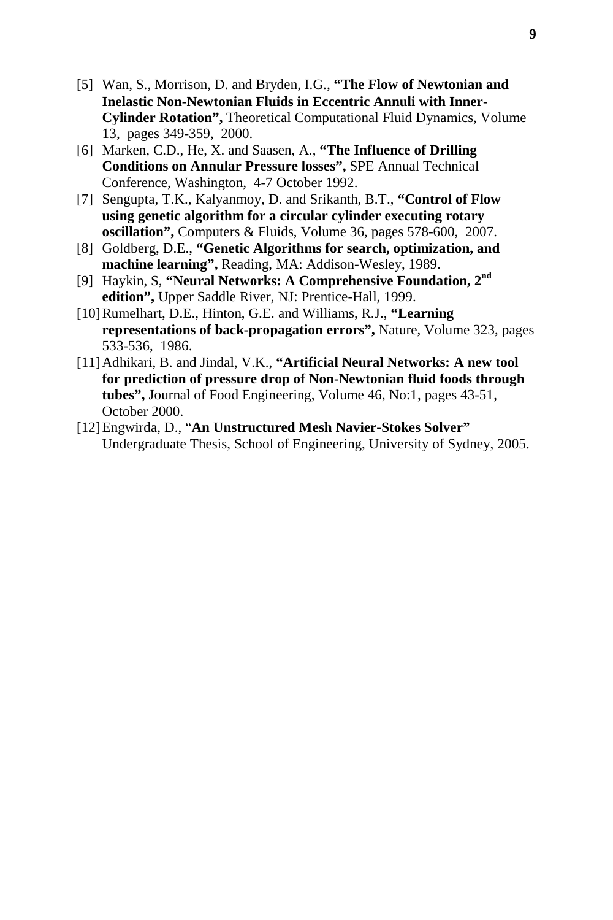[5] Wan, S., Morrison, D. and Bryden, I.G., **"The Flow of Newtonian and Inelastic Non-Newtonian Fluids in Eccentric Annuli with Inner-Cylinder Rotation",** Theoretical Computational Fluid Dynamics, Volume 13, pages 349-359, 2000.

[6] Marken, C.D., He, X. and Saasen, A., **"The Influence of Drilling Conditions on Annular Pressure losses",** SPE Annual Technical Conference, Washington, 4-7 October 1992.

[7] Sengupta, T.K., Kalyanmoy, D. and Srikanth, B.T., **"Control of Flow using genetic algorithm for a circular cylinder executing rotary oscillation",** Computers & Fluids, Volume 36, pages 578-600, 2007.

[8] Goldberg, D.E., **"Genetic Algorithms for search, optimization, and machine learning",** Reading, MA: Addison-Wesley, 1989.

[9] Haykin, S, **"Neural Networks: A Comprehensive Foundation, 2nd edition",** Upper Saddle River, NJ: Prentice-Hall, 1999.

[10] Rumelhart, D.E., Hinton, G.E. and Williams, R.J., **"Learning representations of back-propagation errors",** Nature, Volume 323, pages 533-536, 1986.

[11] Adhikari, B. and Jindal, V.K., **"Artificial Neural Networks: A new tool for prediction of pressure drop of Non-Newtonian fluid foods through tubes",** Journal of Food Engineering, Volume 46, No:1, pages 43-51, October 2000.

[12] Engwirda, D., "**An Unstructured Mesh Navier-Stokes Solver"** Undergraduate Thesis, School of Engineering, University of Sydney, 2005.